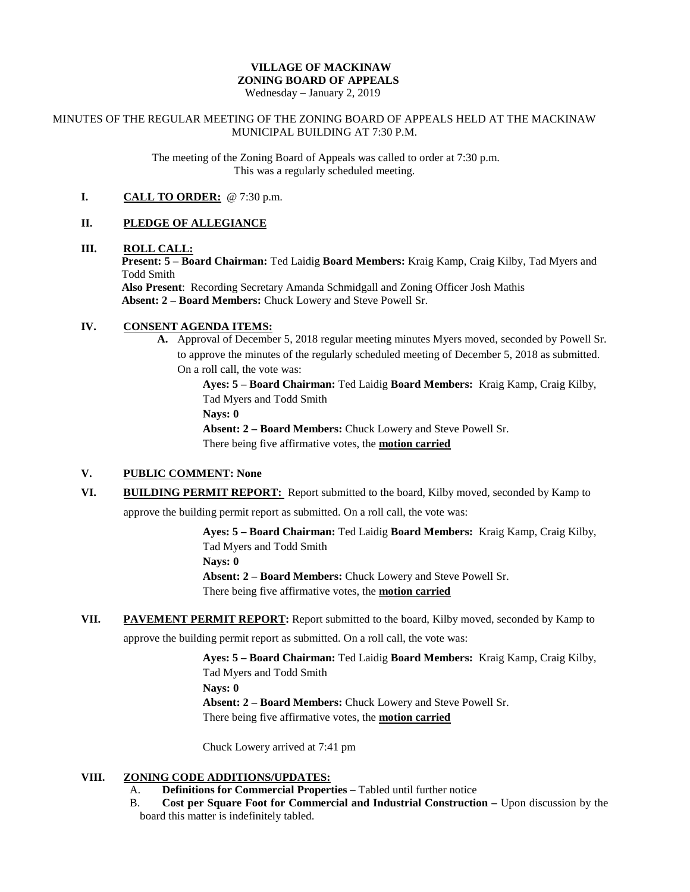**VILLAGE OF MACKINAW**
**ZONING BOARD OF APPEALS**
Wednesday – January 2, 2019

MINUTES OF THE REGULAR MEETING OF THE ZONING BOARD OF APPEALS HELD AT THE MACKINAW MUNICIPAL BUILDING AT 7:30 P.M.

The meeting of the Zoning Board of Appeals was called to order at 7:30 p.m.
This was a regularly scheduled meeting.

**I. <u>CALL TO ORDER:</u>** @ 7:30 p.m.

**II. <u>PLEDGE OF ALLEGIANCE</u>**

**III. <u>ROLL CALL:</u>**

**Present: 5 – Board Chairman:** Ted Laidig **Board Members:** Kraig Kamp, Craig Kilby, Tad Myers and Todd Smith
**Also Present**: Recording Secretary Amanda Schmidgall and Zoning Officer Josh Mathis
**Absent: 2 – Board Members:** Chuck Lowery and Steve Powell Sr.

**IV. <u>CONSENT AGENDA ITEMS:</u>**

**A.** Approval of December 5, 2018 regular meeting minutes Myers moved, seconded by Powell Sr. to approve the minutes of the regularly scheduled meeting of December 5, 2018 as submitted. On a roll call, the vote was:

**Ayes: 5 – Board Chairman:** Ted Laidig **Board Members:** Kraig Kamp, Craig Kilby, Tad Myers and Todd Smith
**Nays: 0**
**Absent: 2 – Board Members:** Chuck Lowery and Steve Powell Sr.
There being five affirmative votes, the **<u>motion carried</u>**

**V. <u>PUBLIC COMMENT</u>: None**

**VI. <u>BUILDING PERMIT REPORT:</u>** Report submitted to the board, Kilby moved, seconded by Kamp to approve the building permit report as submitted. On a roll call, the vote was:

**Ayes: 5 – Board Chairman:** Ted Laidig **Board Members:** Kraig Kamp, Craig Kilby, Tad Myers and Todd Smith
**Nays: 0**
**Absent: 2 – Board Members:** Chuck Lowery and Steve Powell Sr.
There being five affirmative votes, the **<u>motion carried</u>**

**VII. <u>PAVEMENT PERMIT REPORT</u>:** Report submitted to the board, Kilby moved, seconded by Kamp to approve the building permit report as submitted. On a roll call, the vote was:

**Ayes: 5 – Board Chairman:** Ted Laidig **Board Members:** Kraig Kamp, Craig Kilby, Tad Myers and Todd Smith
**Nays: 0**
**Absent: 2 – Board Members:** Chuck Lowery and Steve Powell Sr.
There being five affirmative votes, the **<u>motion carried</u>**

Chuck Lowery arrived at 7:41 pm

**VIII. <u>ZONING CODE ADDITIONS/UPDATES:</u>**

A. **Definitions for Commercial Properties** – Tabled until further notice

B. **Cost per Square Foot for Commercial and Industrial Construction –** Upon discussion by the board this matter is indefinitely tabled.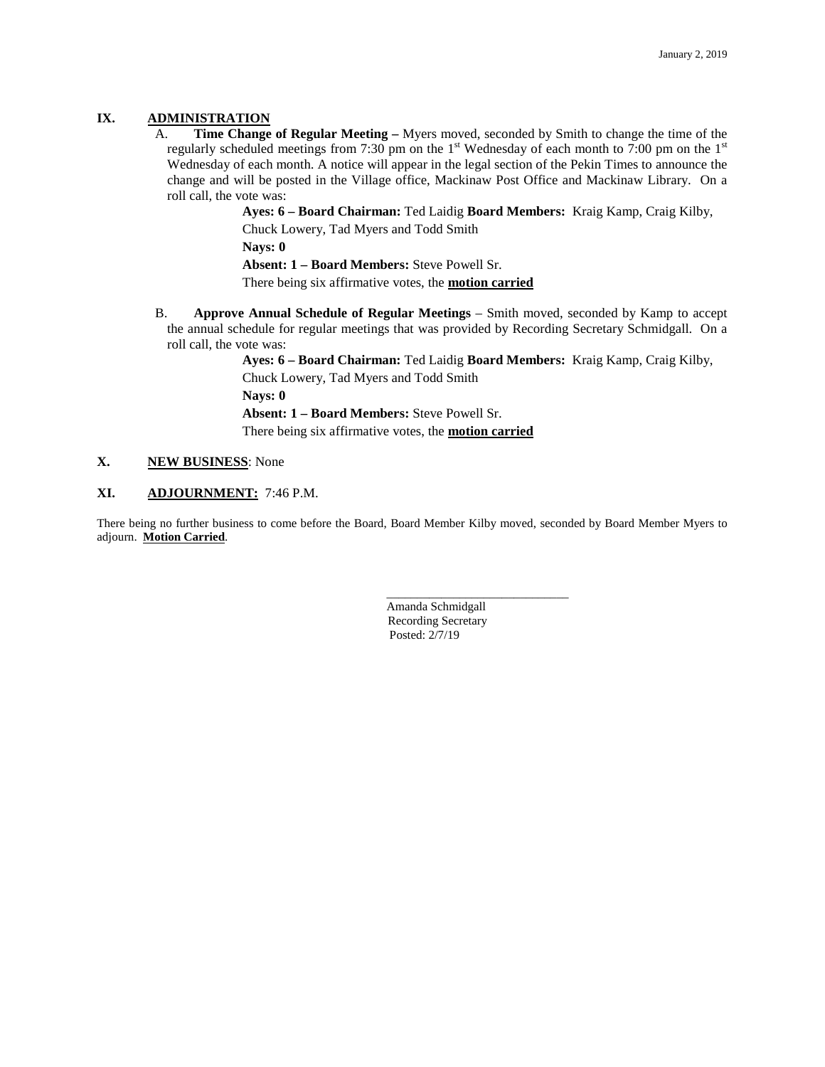## IX. ADMINISTRATION

A. **Time Change of Regular Meeting –** Myers moved, seconded by Smith to change the time of the regularly scheduled meetings from 7:30 pm on the 1st Wednesday of each month to 7:00 pm on the 1st Wednesday of each month. A notice will appear in the legal section of the Pekin Times to announce the change and will be posted in the Village office, Mackinaw Post Office and Mackinaw Library. On a roll call, the vote was:

> **Ayes: 6 – Board Chairman:** Ted Laidig **Board Members:** Kraig Kamp, Craig Kilby, Chuck Lowery, Tad Myers and Todd Smith
>
> **Nays: 0**
>
> **Absent: 1 – Board Members:** Steve Powell Sr.
>
> There being six affirmative votes, the **motion carried**

B. **Approve Annual Schedule of Regular Meetings** – Smith moved, seconded by Kamp to accept the annual schedule for regular meetings that was provided by Recording Secretary Schmidgall. On a roll call, the vote was:

> **Ayes: 6 – Board Chairman:** Ted Laidig **Board Members:** Kraig Kamp, Craig Kilby, Chuck Lowery, Tad Myers and Todd Smith
>
> **Nays: 0**
>
> **Absent: 1 – Board Members:** Steve Powell Sr.
>
> There being six affirmative votes, the **motion carried**

## X. NEW BUSINESS: None

## XI. ADJOURNMENT: 7:46 P.M.

There being no further business to come before the Board, Board Member Kilby moved, seconded by Board Member Myers to adjourn. **Motion Carried**.

\_\_\_\_\_\_\_\_\_\_\_\_\_\_\_\_\_\_\_\_\_\_\_\_\_\_\_\_\_\_

Amanda Schmidgall
Recording Secretary
Posted: 2/7/19